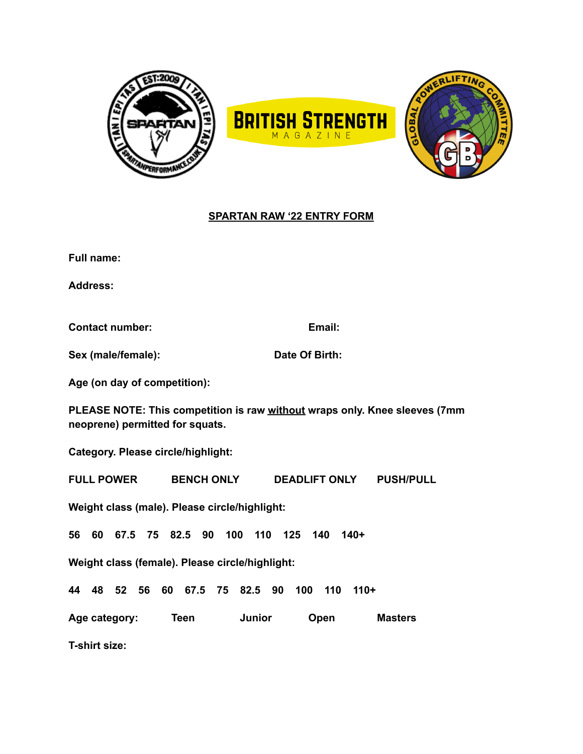## SPARTAN RAW '22 ENTRY FORM

**Full name:**

**Address:**

**Contact number:** **Email:**

**Sex (male/female):** **Date Of Birth:**

**Age (on day of competition):**

**PLEASE NOTE: This competition is raw without wraps only. Knee sleeves (7mm neoprene) permitted for squats.**

**Category. Please circle/highlight:**

**FULL POWER BENCH ONLY DEADLIFT ONLY PUSH/PULL**

**Weight class (male). Please circle/highlight:**

**56 60 67.5 75 82.5 90 100 110 125 140 140+**

**Weight class (female). Please circle/highlight:**

**44 48 52 56 60 67.5 75 82.5 90 100 110 110+**

**Age category: Teen Junior Open Masters**

**T-shirt size:**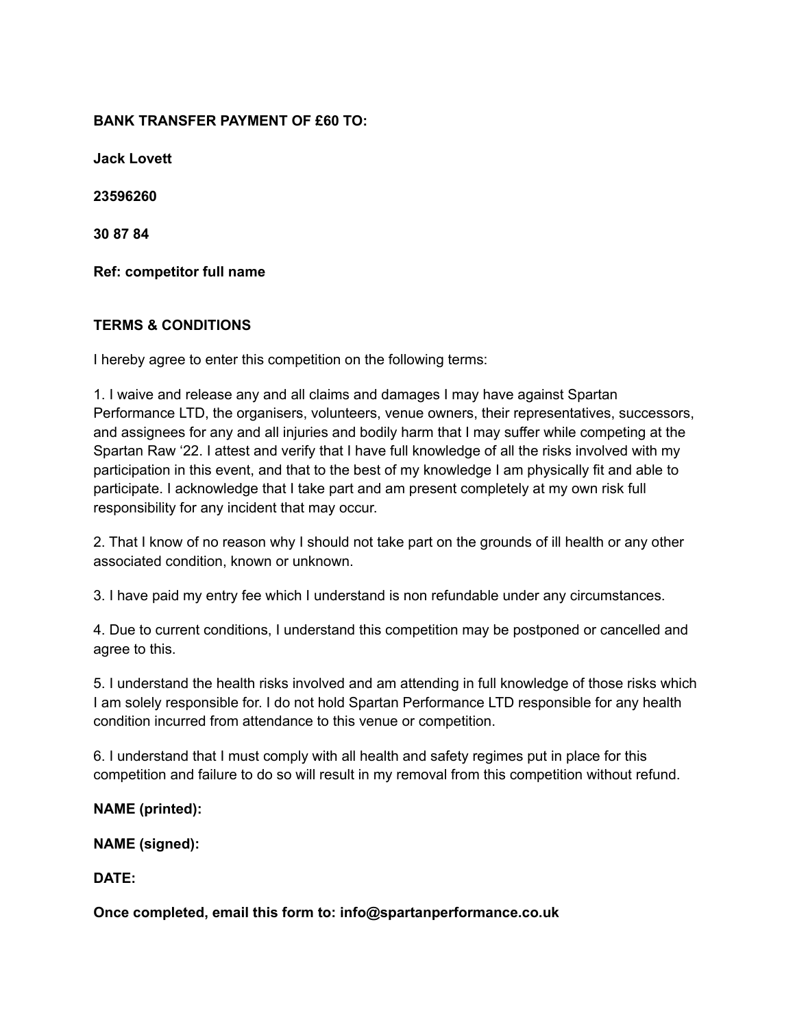**BANK TRANSFER PAYMENT OF £60 TO:**

**Jack Lovett**

**23596260**

**30 87 84**

**Ref: competitor full name**

**TERMS & CONDITIONS**

I hereby agree to enter this competition on the following terms:

1. I waive and release any and all claims and damages I may have against Spartan Performance LTD, the organisers, volunteers, venue owners, their representatives, successors, and assignees for any and all injuries and bodily harm that I may suffer while competing at the Spartan Raw '22. I attest and verify that I have full knowledge of all the risks involved with my participation in this event, and that to the best of my knowledge I am physically fit and able to participate. I acknowledge that I take part and am present completely at my own risk full responsibility for any incident that may occur.

2. That I know of no reason why I should not take part on the grounds of ill health or any other associated condition, known or unknown.

3. I have paid my entry fee which I understand is non refundable under any circumstances.

4. Due to current conditions, I understand this competition may be postponed or cancelled and agree to this.

5. I understand the health risks involved and am attending in full knowledge of those risks which I am solely responsible for. I do not hold Spartan Performance LTD responsible for any health condition incurred from attendance to this venue or competition.

6. I understand that I must comply with all health and safety regimes put in place for this competition and failure to do so will result in my removal from this competition without refund.

**NAME (printed):**

**NAME (signed):**

**DATE:**

**Once completed, email this form to: info@spartanperformance.co.uk**